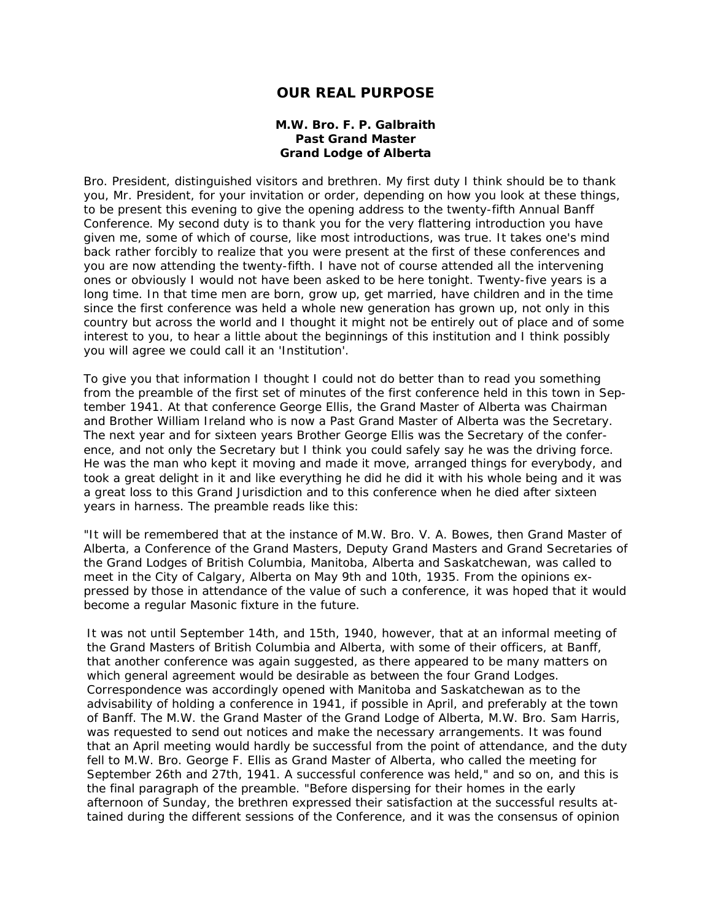# OUR REAL PURPOSE

**M.W. Bro. F. P. Galbraith**
**Past Grand Master**
**Grand Lodge of Alberta**

Bro. President, distinguished visitors and brethren. My first duty I think should be to thank you, Mr. President, for your invitation or order, depending on how you look at these things, to be present this evening to give the opening address to the twenty-fifth Annual Banff Conference. My second duty is to thank you for the very flattering introduction you have given me, some of which of course, like most introductions, was true. It takes one's mind back rather forcibly to realize that you were present at the first of these conferences and you are now attending the twenty-fifth. I have not of course attended all the intervening ones or obviously I would not have been asked to be here tonight. Twenty-five years is a long time. In that time men are born, grow up, get married, have children and in the time since the first conference was held a whole new generation has grown up, not only in this country but across the world and I thought it might not be entirely out of place and of some interest to you, to hear a little about the beginnings of this institution and I think possibly you will agree we could call it an 'Institution'.

To give you that information I thought I could not do better than to read you something from the preamble of the first set of minutes of the first conference held in this town in September 1941. At that conference George Ellis, the Grand Master of Alberta was Chairman and Brother William Ireland who is now a Past Grand Master of Alberta was the Secretary. The next year and for sixteen years Brother George Ellis was the Secretary of the conference, and not only the Secretary but I think you could safely say he was the driving force. He was the man who kept it moving and made it move, arranged things for everybody, and took a great delight in it and like everything he did he did it with his whole being and it was a great loss to this Grand Jurisdiction and to this conference when he died after sixteen years in harness. The preamble reads like this:

"It will be remembered that at the instance of M.W. Bro. V. A. Bowes, then Grand Master of Alberta, a Conference of the Grand Masters, Deputy Grand Masters and Grand Secretaries of the Grand Lodges of British Columbia, Manitoba, Alberta and Saskatchewan, was called to meet in the City of Calgary, Alberta on May 9th and 10th, 1935. From the opinions expressed by those in attendance of the value of such a conference, it was hoped that it would become a regular Masonic fixture in the future.

It was not until September 14th, and 15th, 1940, however, that at an informal meeting of the Grand Masters of British Columbia and Alberta, with some of their officers, at Banff, that another conference was again suggested, as there appeared to be many matters on which general agreement would be desirable as between the four Grand Lodges. Correspondence was accordingly opened with Manitoba and Saskatchewan as to the advisability of holding a conference in 1941, if possible in April, and preferably at the town of Banff. The M.W. the Grand Master of the Grand Lodge of Alberta, M.W. Bro. Sam Harris, was requested to send out notices and make the necessary arrangements. It was found that an April meeting would hardly be successful from the point of attendance, and the duty fell to M.W. Bro. George F. Ellis as Grand Master of Alberta, who called the meeting for September 26th and 27th, 1941. A successful conference was held," and so on, and this is the final paragraph of the preamble. "Before dispersing for their homes in the early afternoon of Sunday, the brethren expressed their satisfaction at the successful results attained during the different sessions of the Conference, and it was the consensus of opinion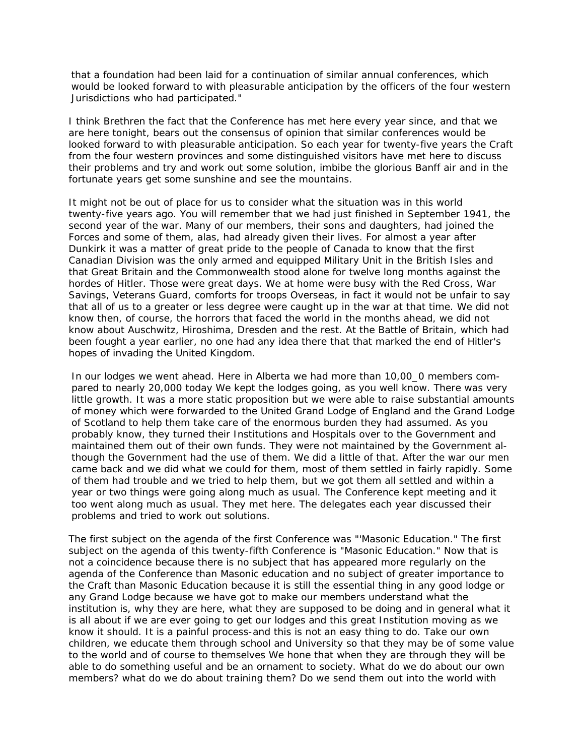that a foundation had been laid for a continuation of similar annual conferences, which would be looked forward to with pleasurable anticipation by the officers of the four western Jurisdictions who had participated."

I think Brethren the fact that the Conference has met here every year since, and that we are here tonight, bears out the consensus of opinion that similar conferences would be looked forward to with pleasurable anticipation. So each year for twenty-five years the Craft from the four western provinces and some distinguished visitors have met here to discuss their problems and try and work out some solution, imbibe the glorious Banff air and in the fortunate years get some sunshine and see the mountains.

It might not be out of place for us to consider what the situation was in this world twenty-five years ago. You will remember that we had just finished in September 1941, the second year of the war. Many of our members, their sons and daughters, had joined the Forces and some of them, alas, had already given their lives. For almost a year after Dunkirk it was a matter of great pride to the people of Canada to know that the first Canadian Division was the only armed and equipped Military Unit in the British Isles and that Great Britain and the Commonwealth stood alone for twelve long months against the hordes of Hitler. Those were great days. We at home were busy with the Red Cross, War Savings, Veterans Guard, comforts for troops Overseas, in fact it would not be unfair to say that all of us to a greater or less degree were caught up in the war at that time. We did not know then, of course, the horrors that faced the world in the months ahead, we did not know about Auschwitz, Hiroshima, Dresden and the rest. At the Battle of Britain, which had been fought a year earlier, no one had any idea there that that marked the end of Hitler's hopes of invading the United Kingdom.

In our lodges we went ahead. Here in Alberta we had more than 10,00_0 members compared to nearly 20,000 today We kept the lodges going, as you well know. There was very little growth. It was a more static proposition but we were able to raise substantial amounts of money which were forwarded to the United Grand Lodge of England and the Grand Lodge of Scotland to help them take care of the enormous burden they had assumed. As you probably know, they turned their Institutions and Hospitals over to the Government and maintained them out of their own funds. They were not maintained by the Government although the Government had the use of them. We did a little of that. After the war our men came back and we did what we could for them, most of them settled in fairly rapidly. Some of them had trouble and we tried to help them, but we got them all settled and within a year or two things were going along much as usual. The Conference kept meeting and it too went along much as usual. They met here. The delegates each year discussed their problems and tried to work out solutions.

The first subject on the agenda of the first Conference was "'Masonic Education." The first subject on the agenda of this twenty-fifth Conference is "Masonic Education." Now that is not a coincidence because there is no subject that has appeared more regularly on the agenda of the Conference than Masonic education and no subject of greater importance to the Craft than Masonic Education because it is still the essential thing in any good lodge or any Grand Lodge because we have got to make our members understand what the institution is, why they are here, what they are supposed to be doing and in general what it is all about if we are ever going to get our lodges and this great Institution moving as we know it should. It is a painful process-and this is not an easy thing to do. Take our own children, we educate them through school and University so that they may be of some value to the world and of course to themselves We hone that when they are through they will be able to do something useful and be an ornament to society. What do we do about our own members? what do we do about training them? Do we send them out into the world with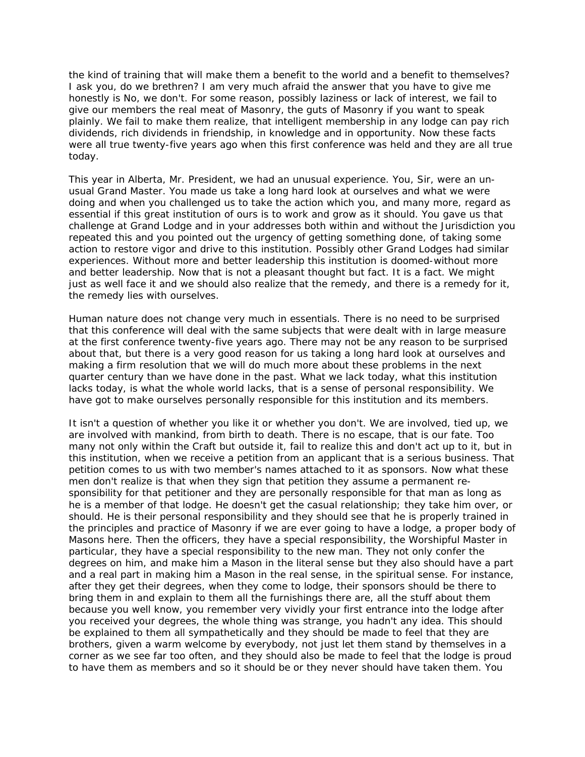the kind of training that will make them a benefit to the world and a benefit to themselves? I ask you, do we brethren? I am very much afraid the answer that you have to give me honestly is No, we don't. For some reason, possibly laziness or lack of interest, we fail to give our members the real meat of Masonry, the guts of Masonry if you want to speak plainly. We fail to make them realize, that intelligent membership in any lodge can pay rich dividends, rich dividends in friendship, in knowledge and in opportunity. Now these facts were all true twenty-five years ago when this first conference was held and they are all true today.

This year in Alberta, Mr. President, we had an unusual experience. You, Sir, were an unusual Grand Master. You made us take a long hard look at ourselves and what we were doing and when you challenged us to take the action which you, and many more, regard as essential if this great institution of ours is to work and grow as it should. You gave us that challenge at Grand Lodge and in your addresses both within and without the Jurisdiction you repeated this and you pointed out the urgency of getting something done, of taking some action to restore vigor and drive to this institution. Possibly other Grand Lodges had similar experiences. Without more and better leadership this institution is doomed-without more and better leadership. Now that is not a pleasant thought but fact. It is a fact. We might just as well face it and we should also realize that the remedy, and there is a remedy for it, the remedy lies with ourselves.

Human nature does not change very much in essentials. There is no need to be surprised that this conference will deal with the same subjects that were dealt with in large measure at the first conference twenty-five years ago. There may not be any reason to be surprised about that, but there is a very good reason for us taking a long hard look at ourselves and making a firm resolution that we will do much more about these problems in the next quarter century than we have done in the past. What we lack today, what this institution lacks today, is what the whole world lacks, that is a sense of personal responsibility. We have got to make ourselves personally responsible for this institution and its members.

It isn't a question of whether you like it or whether you don't. We are involved, tied up, we are involved with mankind, from birth to death. There is no escape, that is our fate. Too many not only within the Craft but outside it, fail to realize this and don't act up to it, but in this institution, when we receive a petition from an applicant that is a serious business. That petition comes to us with two member's names attached to it as sponsors. Now what these men don't realize is that when they sign that petition they assume a permanent responsibility for that petitioner and they are personally responsible for that man as long as he is a member of that lodge. He doesn't get the casual relationship; they take him over, or should. He is their personal responsibility and they should see that he is properly trained in the principles and practice of Masonry if we are ever going to have a lodge, a proper body of Masons here. Then the officers, they have a special responsibility, the Worshipful Master in particular, they have a special responsibility to the new man. They not only confer the degrees on him, and make him a Mason in the literal sense but they also should have a part and a real part in making him a Mason in the real sense, in the spiritual sense. For instance, after they get their degrees, when they come to lodge, their sponsors should be there to bring them in and explain to them all the furnishings there are, all the stuff about them because you well know, you remember very vividly your first entrance into the lodge after you received your degrees, the whole thing was strange, you hadn't any idea. This should be explained to them all sympathetically and they should be made to feel that they are brothers, given a warm welcome by everybody, not just let them stand by themselves in a corner as we see far too often, and they should also be made to feel that the lodge is proud to have them as members and so it should be or they never should have taken them. You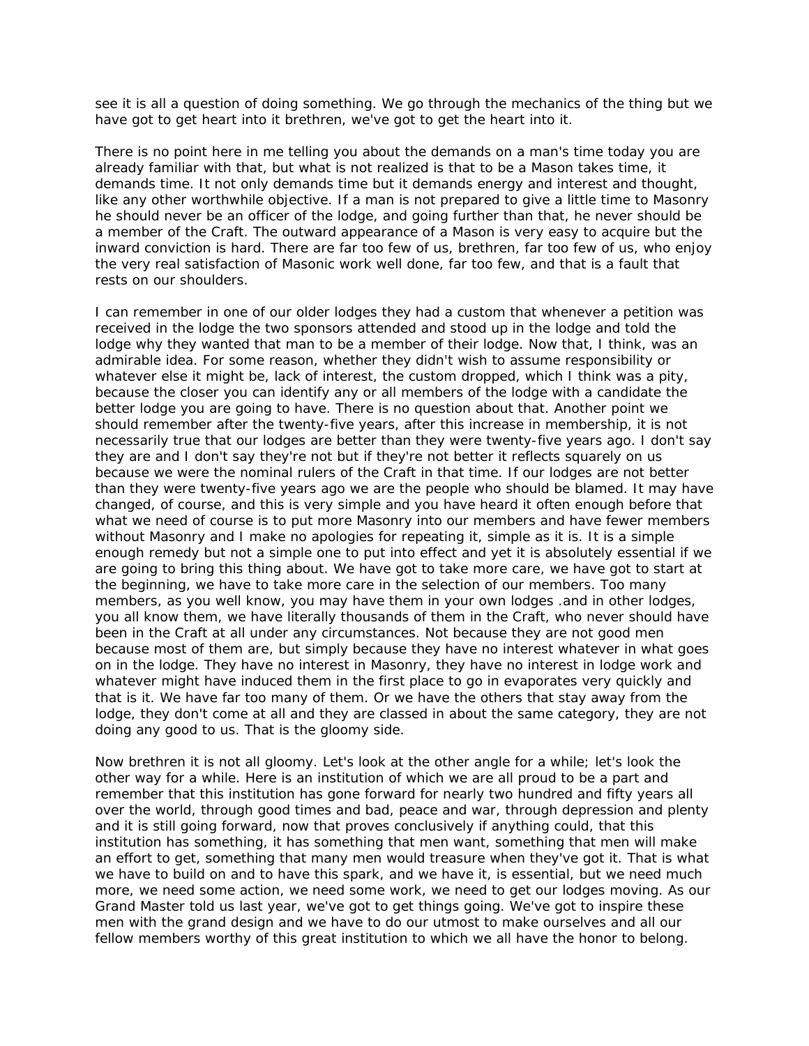see it is all a question of doing something. We go through the mechanics of the thing but we have got to get heart into it brethren, we've got to get the heart into it.

There is no point here in me telling you about the demands on a man's time today you are already familiar with that, but what is not realized is that to be a Mason takes time, it demands time. It not only demands time but it demands energy and interest and thought, like any other worthwhile objective. If a man is not prepared to give a little time to Masonry he should never be an officer of the lodge, and going further than that, he never should be a member of the Craft. The outward appearance of a Mason is very easy to acquire but the inward conviction is hard. There are far too few of us, brethren, far too few of us, who enjoy the very real satisfaction of Masonic work well done, far too few, and that is a fault that rests on our shoulders.

I can remember in one of our older lodges they had a custom that whenever a petition was received in the lodge the two sponsors attended and stood up in the lodge and told the lodge why they wanted that man to be a member of their lodge. Now that, I think, was an admirable idea. For some reason, whether they didn't wish to assume responsibility or whatever else it might be, lack of interest, the custom dropped, which I think was a pity, because the closer you can identify any or all members of the lodge with a candidate the better lodge you are going to have. There is no question about that. Another point we should remember after the twenty-five years, after this increase in membership, it is not necessarily true that our lodges are better than they were twenty-five years ago. I don't say they are and I don't say they're not but if they're not better it reflects squarely on us because we were the nominal rulers of the Craft in that time. If our lodges are not better than they were twenty-five years ago we are the people who should be blamed. It may have changed, of course, and this is very simple and you have heard it often enough before that what we need of course is to put more Masonry into our members and have fewer members without Masonry and I make no apologies for repeating it, simple as it is. It is a simple enough remedy but not a simple one to put into effect and yet it is absolutely essential if we are going to bring this thing about. We have got to take more care, we have got to start at the beginning, we have to take more care in the selection of our members. Too many members, as you well know, you may have them in your own lodges .and in other lodges, you all know them, we have literally thousands of them in the Craft, who never should have been in the Craft at all under any circumstances. Not because they are not good men because most of them are, but simply because they have no interest whatever in what goes on in the lodge. They have no interest in Masonry, they have no interest in lodge work and whatever might have induced them in the first place to go in evaporates very quickly and that is it. We have far too many of them. Or we have the others that stay away from the lodge, they don't come at all and they are classed in about the same category, they are not doing any good to us. That is the gloomy side.

Now brethren it is not all gloomy. Let's look at the other angle for a while; let's look the other way for a while. Here is an institution of which we are all proud to be a part and remember that this institution has gone forward for nearly two hundred and fifty years all over the world, through good times and bad, peace and war, through depression and plenty and it is still going forward, now that proves conclusively if anything could, that this institution has something, it has something that men want, something that men will make an effort to get, something that many men would treasure when they've got it. That is what we have to build on and to have this spark, and we have it, is essential, but we need much more, we need some action, we need some work, we need to get our lodges moving. As our Grand Master told us last year, we've got to get things going. We've got to inspire these men with the grand design and we have to do our utmost to make ourselves and all our fellow members worthy of this great institution to which we all have the honor to belong.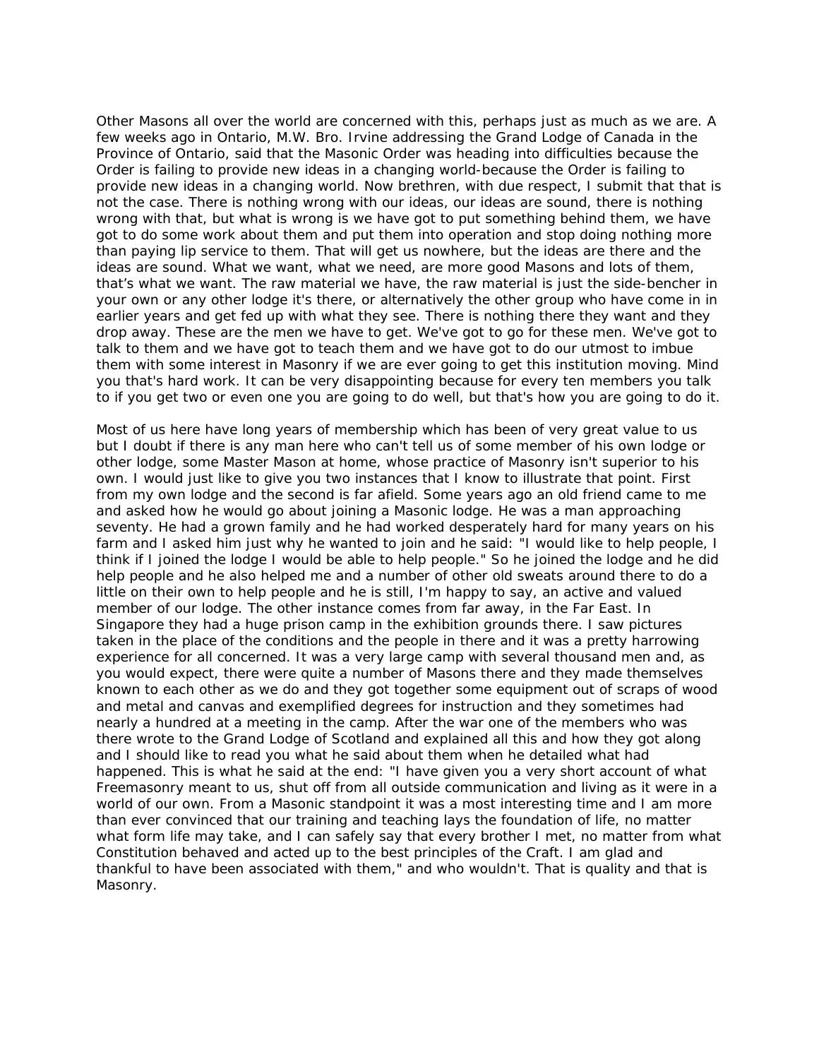Other Masons all over the world are concerned with this, perhaps just as much as we are. A few weeks ago in Ontario, M.W. Bro. Irvine addressing the Grand Lodge of Canada in the Province of Ontario, said that the Masonic Order was heading into difficulties because the Order is failing to provide new ideas in a changing world-because the Order is failing to provide new ideas in a changing world. Now brethren, with due respect, I submit that that is not the case. There is nothing wrong with our ideas, our ideas are sound, there is nothing wrong with that, but what is wrong is we have got to put something behind them, we have got to do some work about them and put them into operation and stop doing nothing more than paying lip service to them. That will get us nowhere, but the ideas are there and the ideas are sound. What we want, what we need, are more good Masons and lots of them, that’s what we want. The raw material we have, the raw material is just the side-bencher in your own or any other lodge it's there, or alternatively the other group who have come in in earlier years and get fed up with what they see. There is nothing there they want and they drop away. These are the men we have to get. We've got to go for these men. We've got to talk to them and we have got to teach them and we have got to do our utmost to imbue them with some interest in Masonry if we are ever going to get this institution moving. Mind you that's hard work. It can be very disappointing because for every ten members you talk to if you get two or even one you are going to do well, but that's how you are going to do it.

Most of us here have long years of membership which has been of very great value to us but I doubt if there is any man here who can't tell us of some member of his own lodge or other lodge, some Master Mason at home, whose practice of Masonry isn't superior to his own. I would just like to give you two instances that I know to illustrate that point. First from my own lodge and the second is far afield. Some years ago an old friend came to me and asked how he would go about joining a Masonic lodge. He was a man approaching seventy. He had a grown family and he had worked desperately hard for many years on his farm and I asked him just why he wanted to join and he said: "I would like to help people, I think if I joined the lodge I would be able to help people." So he joined the lodge and he did help people and he also helped me and a number of other old sweats around there to do a little on their own to help people and he is still, I'm happy to say, an active and valued member of our lodge. The other instance comes from far away, in the Far East. In Singapore they had a huge prison camp in the exhibition grounds there. I saw pictures taken in the place of the conditions and the people in there and it was a pretty harrowing experience for all concerned. It was a very large camp with several thousand men and, as you would expect, there were quite a number of Masons there and they made themselves known to each other as we do and they got together some equipment out of scraps of wood and metal and canvas and exemplified degrees for instruction and they sometimes had nearly a hundred at a meeting in the camp. After the war one of the members who was there wrote to the Grand Lodge of Scotland and explained all this and how they got along and I should like to read you what he said about them when he detailed what had happened. This is what he said at the end: "I have given you a very short account of what Freemasonry meant to us, shut off from all outside communication and living as it were in a world of our own. From a Masonic standpoint it was a most interesting time and I am more than ever convinced that our training and teaching lays the foundation of life, no matter what form life may take, and I can safely say that every brother I met, no matter from what Constitution behaved and acted up to the best principles of the Craft. I am glad and thankful to have been associated with them," and who wouldn't. That is quality and that is Masonry.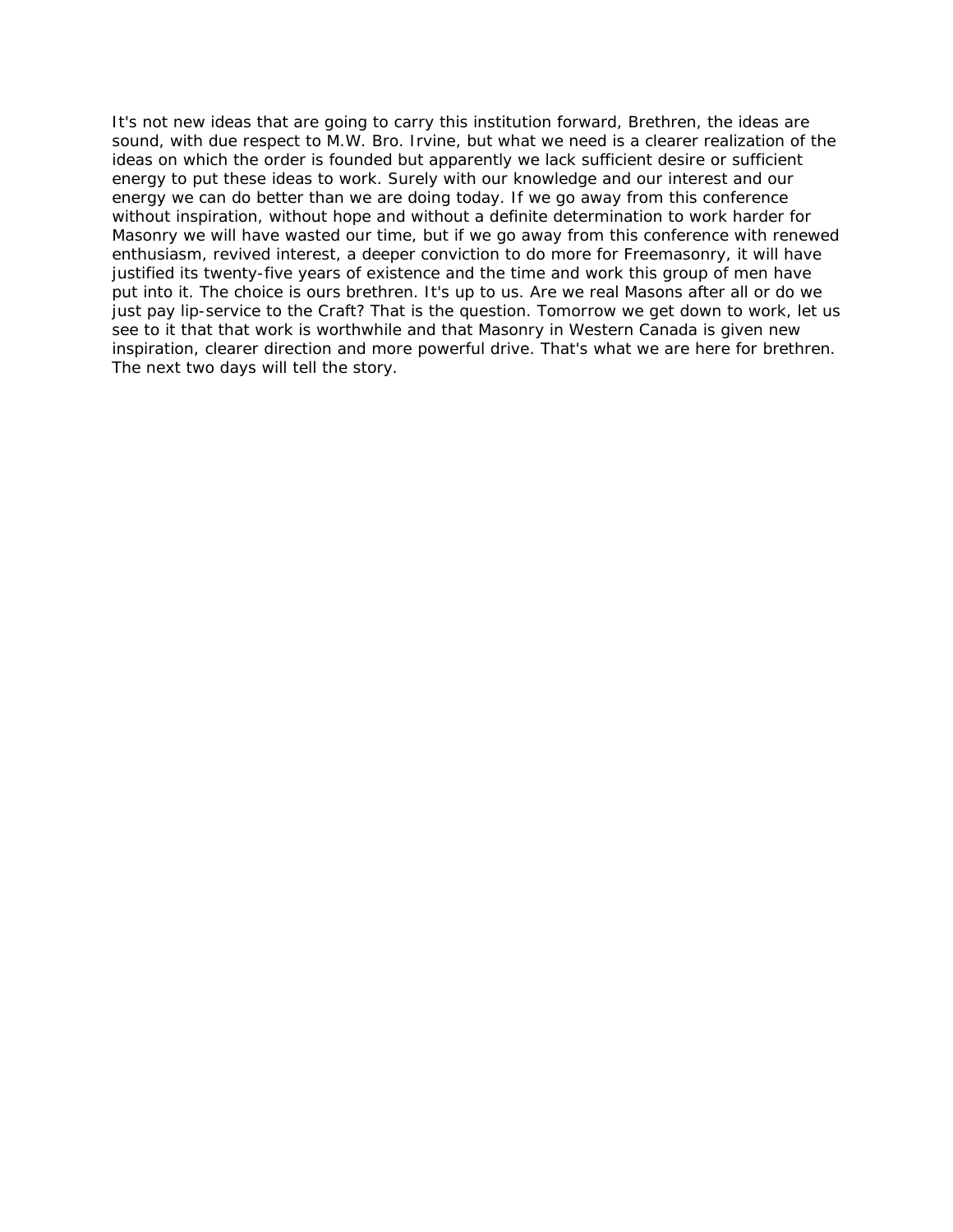It's not new ideas that are going to carry this institution forward, Brethren, the ideas are sound, with due respect to M.W. Bro. Irvine, but what we need is a clearer realization of the ideas on which the order is founded but apparently we lack sufficient desire or sufficient energy to put these ideas to work. Surely with our knowledge and our interest and our energy we can do better than we are doing today. If we go away from this conference without inspiration, without hope and without a definite determination to work harder for Masonry we will have wasted our time, but if we go away from this conference with renewed enthusiasm, revived interest, a deeper conviction to do more for Freemasonry, it will have justified its twenty-five years of existence and the time and work this group of men have put into it. The choice is ours brethren. It's up to us. Are we real Masons after all or do we just pay lip-service to the Craft? That is the question. Tomorrow we get down to work, let us see to it that that work is worthwhile and that Masonry in Western Canada is given new inspiration, clearer direction and more powerful drive. That's what we are here for brethren. The next two days will tell the story.